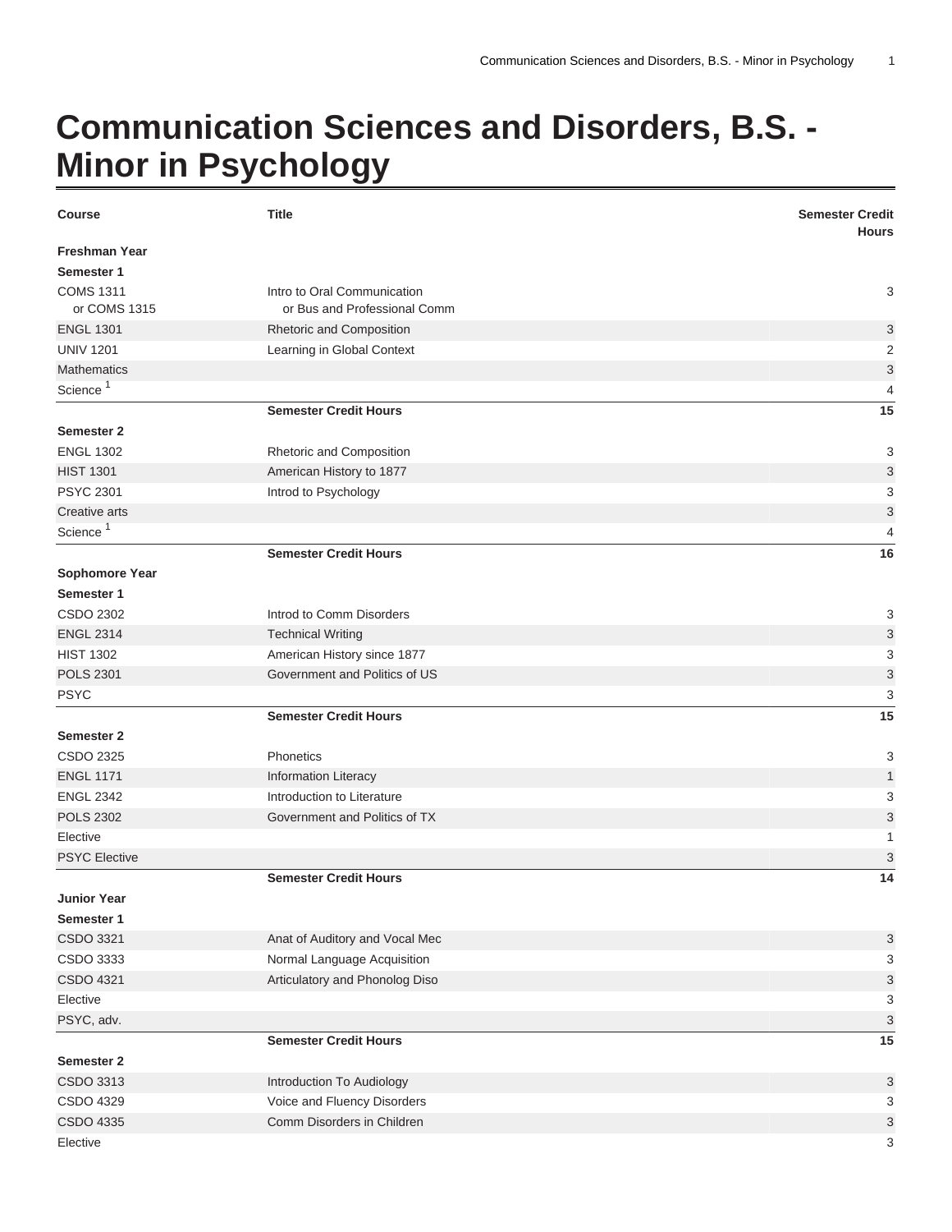# Communication Sciences and Disorders, B.S. - Minor in Psychology

| Course | Title | Semester Credit Hours |
|---|---|---|
| **Freshman Year** | | |
| **Semester 1** | | |
| COMS 1311 or COMS 1315 | Intro to Oral Communication or Bus and Professional Comm | 3 |
| ENGL 1301 | Rhetoric and Composition | 3 |
| UNIV 1201 | Learning in Global Context | 2 |
| Mathematics | | 3 |
| Science [1] | | 4 |
| | **Semester Credit Hours** | **15** |
| **Semester 2** | | |
| ENGL 1302 | Rhetoric and Composition | 3 |
| HIST 1301 | American History to 1877 | 3 |
| PSYC 2301 | Introd to Psychology | 3 |
| Creative arts | | 3 |
| Science [1] | | 4 |
| | **Semester Credit Hours** | **16** |
| **Sophomore Year** | | |
| **Semester 1** | | |
| CSDO 2302 | Introd to Comm Disorders | 3 |
| ENGL 2314 | Technical Writing | 3 |
| HIST 1302 | American History since 1877 | 3 |
| POLS 2301 | Government and Politics of US | 3 |
| PSYC | | 3 |
| | **Semester Credit Hours** | **15** |
| **Semester 2** | | |
| CSDO 2325 | Phonetics | 3 |
| ENGL 1171 | Information Literacy | 1 |
| ENGL 2342 | Introduction to Literature | 3 |
| POLS 2302 | Government and Politics of TX | 3 |
| Elective | | 1 |
| PSYC Elective | | 3 |
| | **Semester Credit Hours** | **14** |
| **Junior Year** | | |
| **Semester 1** | | |
| CSDO 3321 | Anat of Auditory and Vocal Mec | 3 |
| CSDO 3333 | Normal Language Acquisition | 3 |
| CSDO 4321 | Articulatory and Phonolog Diso | 3 |
| Elective | | 3 |
| PSYC, adv. | | 3 |
| | **Semester Credit Hours** | **15** |
| **Semester 2** | | |
| CSDO 3313 | Introduction To Audiology | 3 |
| CSDO 4329 | Voice and Fluency Disorders | 3 |
| CSDO 4335 | Comm Disorders in Children | 3 |
| Elective | | 3 |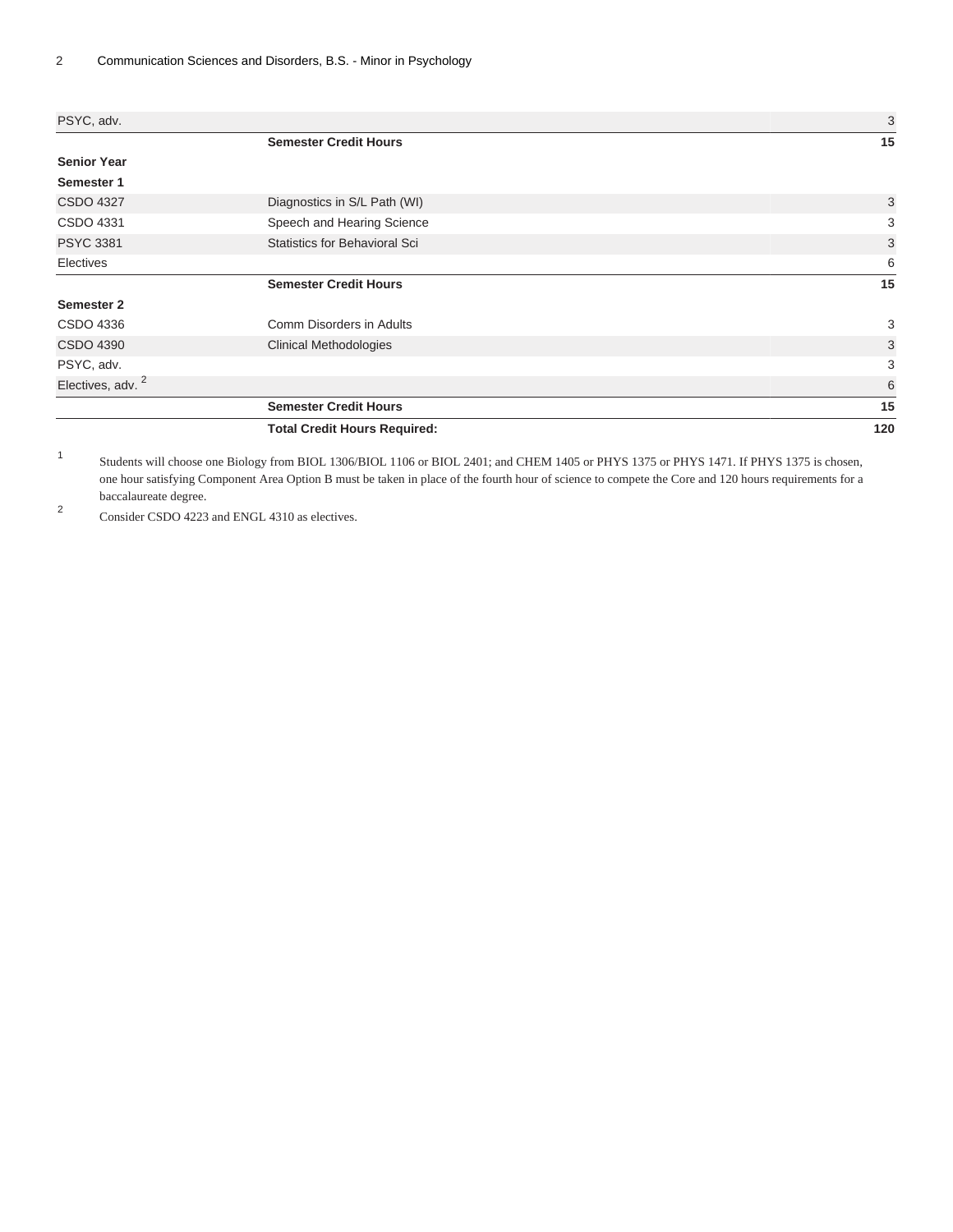| | | |
|---|---|---|
| PSYC, adv. | | 3 |
| | **Semester Credit Hours** | **15** |
| **Senior Year** | | |
| **Semester 1** | | |
| CSDO 4327 | Diagnostics in S/L Path (WI) | 3 |
| CSDO 4331 | Speech and Hearing Science | 3 |
| PSYC 3381 | Statistics for Behavioral Sci | 3 |
| Electives | | 6 |
| | **Semester Credit Hours** | **15** |
| **Semester 2** | | |
| CSDO 4336 | Comm Disorders in Adults | 3 |
| CSDO 4390 | Clinical Methodologies | 3 |
| PSYC, adv. | | 3 |
| Electives, adv. [2] | | 6 |
| | **Semester Credit Hours** | **15** |
| | **Total Credit Hours Required:** | **120** |

1. Students will choose one Biology from BIOL 1306/BIOL 1106 or BIOL 2401; and CHEM 1405 or PHYS 1375 or PHYS 1471. If PHYS 1375 is chosen, one hour satisfying Component Area Option B must be taken in place of the fourth hour of science to compete the Core and 120 hours requirements for a baccalaureate degree.
2. Consider CSDO 4223 and ENGL 4310 as electives.